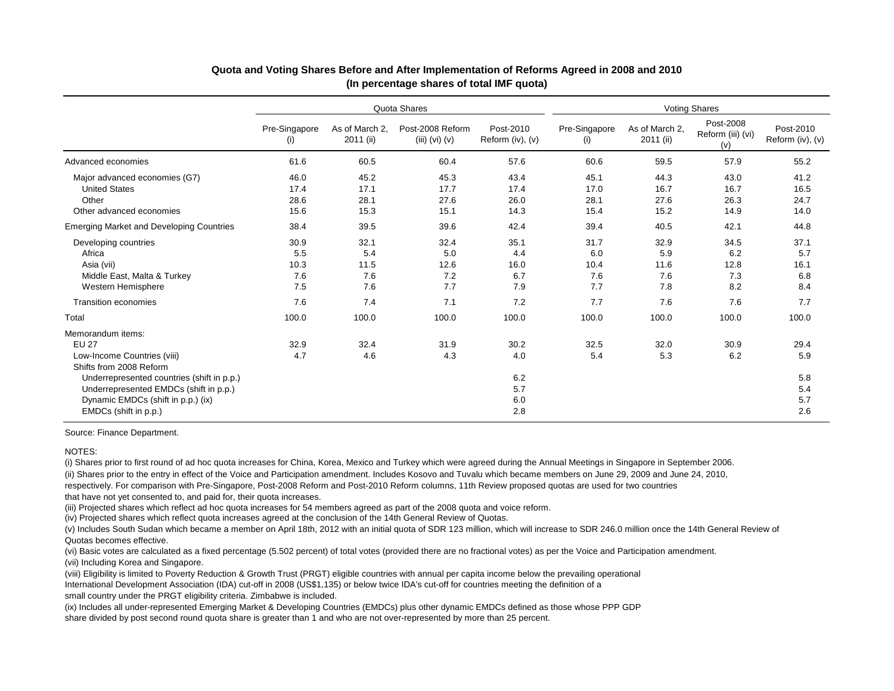**Quota and Voting Shares Before and After Implementation of Reforms Agreed in 2008 and 2010**
**(In percentage shares of total IMF quota)**

| | Quota Shares | | | | Voting Shares | | | |
|---|---|---|---|---|---|---|---|---|
| | Pre-Singapore (i) | As of March 2, 2011 (ii) | Post-2008 Reform (iii) (vi) (v) | Post-2010 Reform (iv), (v) | Pre-Singapore (i) | As of March 2, 2011 (ii) | Post-2008 Reform (iii) (vi) (v) | Post-2010 Reform (iv), (v) |
| Advanced economies | 61.6 | 60.5 | 60.4 | 57.6 | 60.6 | 59.5 | 57.9 | 55.2 |
| Major advanced economies (G7) | 46.0 | 45.2 | 45.3 | 43.4 | 45.1 | 44.3 | 43.0 | 41.2 |
| United States | 17.4 | 17.1 | 17.7 | 17.4 | 17.0 | 16.7 | 16.7 | 16.5 |
| Other | 28.6 | 28.1 | 27.6 | 26.0 | 28.1 | 27.6 | 26.3 | 24.7 |
| Other advanced economies | 15.6 | 15.3 | 15.1 | 14.3 | 15.4 | 15.2 | 14.9 | 14.0 |
| Emerging Market and Developing Countries | 38.4 | 39.5 | 39.6 | 42.4 | 39.4 | 40.5 | 42.1 | 44.8 |
| Developing countries | 30.9 | 32.1 | 32.4 | 35.1 | 31.7 | 32.9 | 34.5 | 37.1 |
| Africa | 5.5 | 5.4 | 5.0 | 4.4 | 6.0 | 5.9 | 6.2 | 5.7 |
| Asia (vii) | 10.3 | 11.5 | 12.6 | 16.0 | 10.4 | 11.6 | 12.8 | 16.1 |
| Middle East, Malta & Turkey | 7.6 | 7.6 | 7.2 | 6.7 | 7.6 | 7.6 | 7.3 | 6.8 |
| Western Hemisphere | 7.5 | 7.6 | 7.7 | 7.9 | 7.7 | 7.8 | 8.2 | 8.4 |
| Transition economies | 7.6 | 7.4 | 7.1 | 7.2 | 7.7 | 7.6 | 7.6 | 7.7 |
| Total | 100.0 | 100.0 | 100.0 | 100.0 | 100.0 | 100.0 | 100.0 | 100.0 |
| Memorandum items: | | | | | | | | |
| EU 27 | 32.9 | 32.4 | 31.9 | 30.2 | 32.5 | 32.0 | 30.9 | 29.4 |
| Low-Income Countries (viii) | 4.7 | 4.6 | 4.3 | 4.0 | 5.4 | 5.3 | 6.2 | 5.9 |
| Shifts from 2008 Reform | | | | | | | | |
| Underrepresented countries (shift in p.p.) | | | | 6.2 | | | | 5.8 |
| Underrepresented EMDCs (shift in p.p.) | | | | 5.7 | | | | 5.4 |
| Dynamic EMDCs (shift in p.p.) (ix) | | | | 6.0 | | | | 5.7 |
| EMDCs (shift in p.p.) | | | | 2.8 | | | | 2.6 |

Source: Finance Department.

NOTES:

(i) Shares prior to first round of ad hoc quota increases for China, Korea, Mexico and Turkey which were agreed during the Annual Meetings in Singapore in September 2006.

(ii) Shares prior to the entry in effect of the Voice and Participation amendment. Includes Kosovo and Tuvalu which became members on June 29, 2009 and June 24, 2010, respectively. For comparison with Pre-Singapore, Post-2008 Reform and Post-2010 Reform columns, 11th Review proposed quotas are used for two countries that have not yet consented to, and paid for, their quota increases.

(iii) Projected shares which reflect ad hoc quota increases for 54 members agreed as part of the 2008 quota and voice reform.

(iv) Projected shares which reflect quota increases agreed at the conclusion of the 14th General Review of Quotas.

(v) Includes South Sudan which became a member on April 18th, 2012 with an initial quota of SDR 123 million, which will increase to SDR 246.0 million once the 14th General Review of Quotas becomes effective.

(vi) Basic votes are calculated as a fixed percentage (5.502 percent) of total votes (provided there are no fractional votes) as per the Voice and Participation amendment.

(vii) Including Korea and Singapore.

(viii) Eligibility is limited to Poverty Reduction & Growth Trust (PRGT) eligible countries with annual per capita income below the prevailing operational International Development Association (IDA) cut-off in 2008 (US$1,135) or below twice IDA's cut-off for countries meeting the definition of a small country under the PRGT eligibility criteria. Zimbabwe is included.

(ix) Includes all under-represented Emerging Market & Developing Countries (EMDCs) plus other dynamic EMDCs defined as those whose PPP GDP share divided by post second round quota share is greater than 1 and who are not over-represented by more than 25 percent.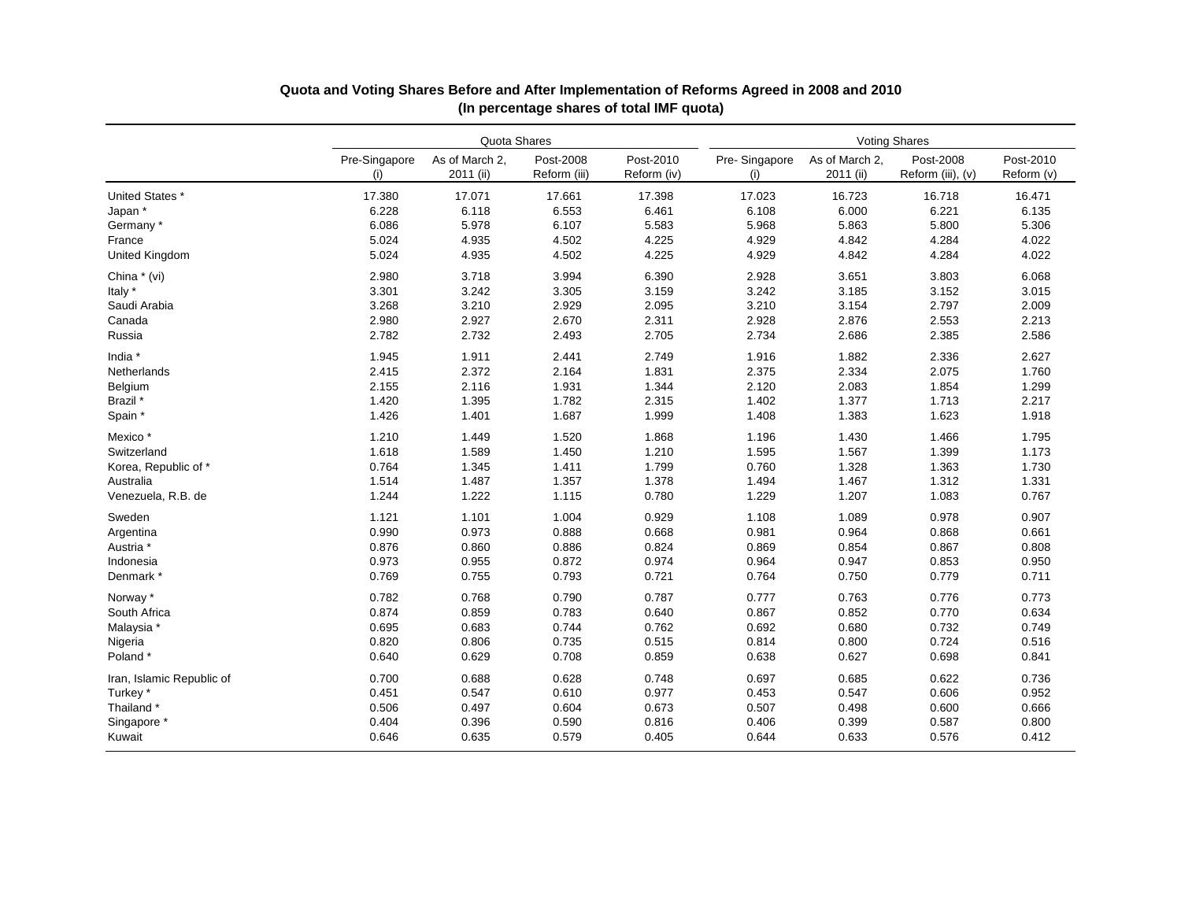**Quota and Voting Shares Before and After Implementation of Reforms Agreed in 2008 and 2010**
**(In percentage shares of total IMF quota)**

| | Quota Shares | | | | Voting Shares | | | |
|---|---|---|---|---|---|---|---|---|
| | Pre-Singapore (i) | As of March 2, 2011 (ii) | Post-2008 Reform (iii) | Post-2010 Reform (iv) | Pre- Singapore (i) | As of March 2, 2011 (ii) | Post-2008 Reform (iii), (v) | Post-2010 Reform (v) |
| United States * | 17.380 | 17.071 | 17.661 | 17.398 | 17.023 | 16.723 | 16.718 | 16.471 |
| Japan * | 6.228 | 6.118 | 6.553 | 6.461 | 6.108 | 6.000 | 6.221 | 6.135 |
| Germany * | 6.086 | 5.978 | 6.107 | 5.583 | 5.968 | 5.863 | 5.800 | 5.306 |
| France | 5.024 | 4.935 | 4.502 | 4.225 | 4.929 | 4.842 | 4.284 | 4.022 |
| United Kingdom | 5.024 | 4.935 | 4.502 | 4.225 | 4.929 | 4.842 | 4.284 | 4.022 |
| China * (vi) | 2.980 | 3.718 | 3.994 | 6.390 | 2.928 | 3.651 | 3.803 | 6.068 |
| Italy * | 3.301 | 3.242 | 3.305 | 3.159 | 3.242 | 3.185 | 3.152 | 3.015 |
| Saudi Arabia | 3.268 | 3.210 | 2.929 | 2.095 | 3.210 | 3.154 | 2.797 | 2.009 |
| Canada | 2.980 | 2.927 | 2.670 | 2.311 | 2.928 | 2.876 | 2.553 | 2.213 |
| Russia | 2.782 | 2.732 | 2.493 | 2.705 | 2.734 | 2.686 | 2.385 | 2.586 |
| India * | 1.945 | 1.911 | 2.441 | 2.749 | 1.916 | 1.882 | 2.336 | 2.627 |
| Netherlands | 2.415 | 2.372 | 2.164 | 1.831 | 2.375 | 2.334 | 2.075 | 1.760 |
| Belgium | 2.155 | 2.116 | 1.931 | 1.344 | 2.120 | 2.083 | 1.854 | 1.299 |
| Brazil * | 1.420 | 1.395 | 1.782 | 2.315 | 1.402 | 1.377 | 1.713 | 2.217 |
| Spain * | 1.426 | 1.401 | 1.687 | 1.999 | 1.408 | 1.383 | 1.623 | 1.918 |
| Mexico * | 1.210 | 1.449 | 1.520 | 1.868 | 1.196 | 1.430 | 1.466 | 1.795 |
| Switzerland | 1.618 | 1.589 | 1.450 | 1.210 | 1.595 | 1.567 | 1.399 | 1.173 |
| Korea, Republic of * | 0.764 | 1.345 | 1.411 | 1.799 | 0.760 | 1.328 | 1.363 | 1.730 |
| Australia | 1.514 | 1.487 | 1.357 | 1.378 | 1.494 | 1.467 | 1.312 | 1.331 |
| Venezuela, R.B. de | 1.244 | 1.222 | 1.115 | 0.780 | 1.229 | 1.207 | 1.083 | 0.767 |
| Sweden | 1.121 | 1.101 | 1.004 | 0.929 | 1.108 | 1.089 | 0.978 | 0.907 |
| Argentina | 0.990 | 0.973 | 0.888 | 0.668 | 0.981 | 0.964 | 0.868 | 0.661 |
| Austria * | 0.876 | 0.860 | 0.886 | 0.824 | 0.869 | 0.854 | 0.867 | 0.808 |
| Indonesia | 0.973 | 0.955 | 0.872 | 0.974 | 0.964 | 0.947 | 0.853 | 0.950 |
| Denmark * | 0.769 | 0.755 | 0.793 | 0.721 | 0.764 | 0.750 | 0.779 | 0.711 |
| Norway * | 0.782 | 0.768 | 0.790 | 0.787 | 0.777 | 0.763 | 0.776 | 0.773 |
| South Africa | 0.874 | 0.859 | 0.783 | 0.640 | 0.867 | 0.852 | 0.770 | 0.634 |
| Malaysia * | 0.695 | 0.683 | 0.744 | 0.762 | 0.692 | 0.680 | 0.732 | 0.749 |
| Nigeria | 0.820 | 0.806 | 0.735 | 0.515 | 0.814 | 0.800 | 0.724 | 0.516 |
| Poland * | 0.640 | 0.629 | 0.708 | 0.859 | 0.638 | 0.627 | 0.698 | 0.841 |
| Iran, Islamic Republic of | 0.700 | 0.688 | 0.628 | 0.748 | 0.697 | 0.685 | 0.622 | 0.736 |
| Turkey * | 0.451 | 0.547 | 0.610 | 0.977 | 0.453 | 0.547 | 0.606 | 0.952 |
| Thailand * | 0.506 | 0.497 | 0.604 | 0.673 | 0.507 | 0.498 | 0.600 | 0.666 |
| Singapore * | 0.404 | 0.396 | 0.590 | 0.816 | 0.406 | 0.399 | 0.587 | 0.800 |
| Kuwait | 0.646 | 0.635 | 0.579 | 0.405 | 0.644 | 0.633 | 0.576 | 0.412 |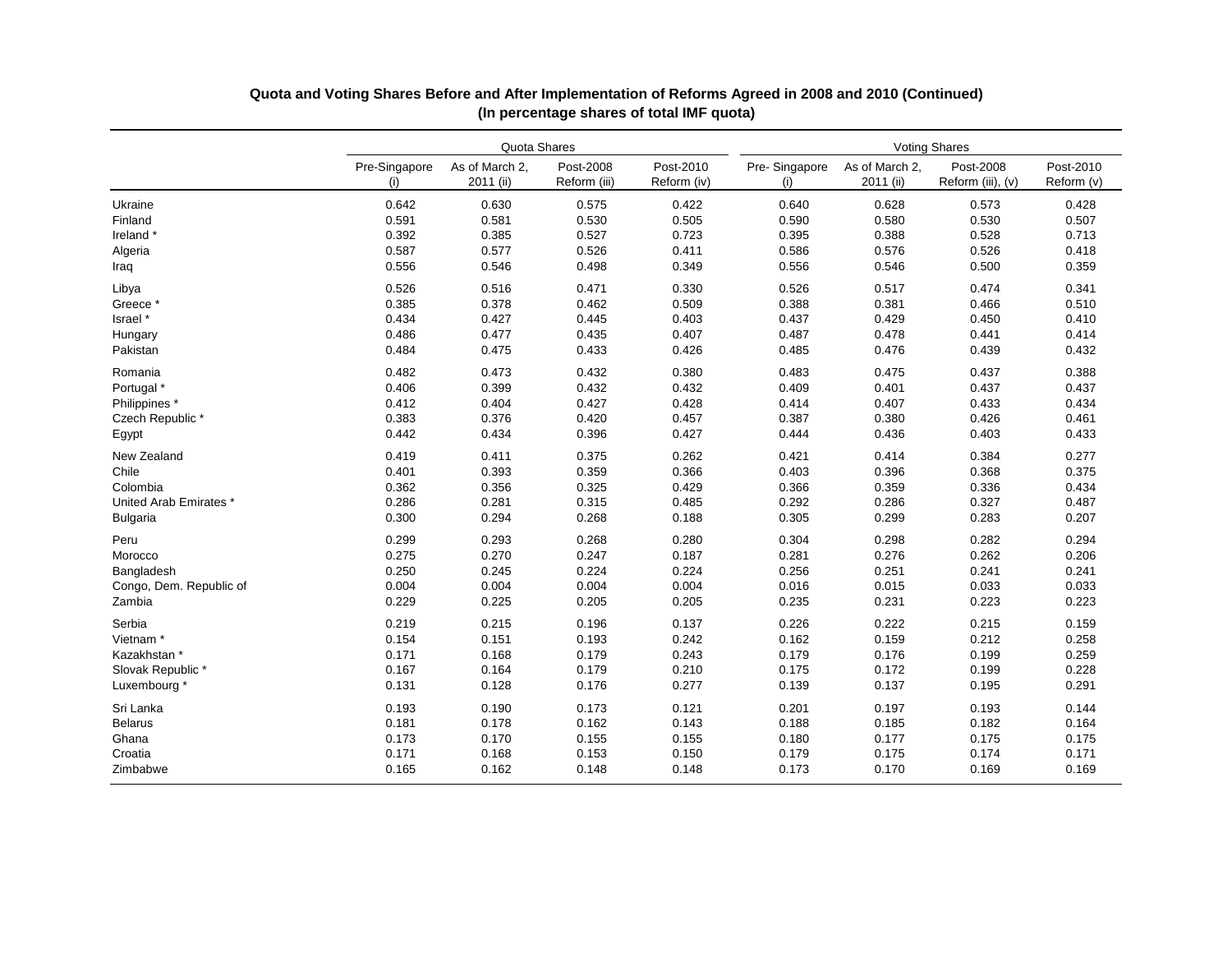**Quota and Voting Shares Before and After Implementation of Reforms Agreed in 2008 and 2010 (Continued)**
**(In percentage shares of total IMF quota)**

| | Quota Shares | | | | Voting Shares | | | |
|---|---|---|---|---|---|---|---|---|
| | Pre-Singapore (i) | As of March 2, 2011 (ii) | Post-2008 Reform (iii) | Post-2010 Reform (iv) | Pre- Singapore (i) | As of March 2, 2011 (ii) | Post-2008 Reform (iii), (v) | Post-2010 Reform (v) |
| Ukraine | 0.642 | 0.630 | 0.575 | 0.422 | 0.640 | 0.628 | 0.573 | 0.428 |
| Finland | 0.591 | 0.581 | 0.530 | 0.505 | 0.590 | 0.580 | 0.530 | 0.507 |
| Ireland * | 0.392 | 0.385 | 0.527 | 0.723 | 0.395 | 0.388 | 0.528 | 0.713 |
| Algeria | 0.587 | 0.577 | 0.526 | 0.411 | 0.586 | 0.576 | 0.526 | 0.418 |
| Iraq | 0.556 | 0.546 | 0.498 | 0.349 | 0.556 | 0.546 | 0.500 | 0.359 |
| Libya | 0.526 | 0.516 | 0.471 | 0.330 | 0.526 | 0.517 | 0.474 | 0.341 |
| Greece * | 0.385 | 0.378 | 0.462 | 0.509 | 0.388 | 0.381 | 0.466 | 0.510 |
| Israel * | 0.434 | 0.427 | 0.445 | 0.403 | 0.437 | 0.429 | 0.450 | 0.410 |
| Hungary | 0.486 | 0.477 | 0.435 | 0.407 | 0.487 | 0.478 | 0.441 | 0.414 |
| Pakistan | 0.484 | 0.475 | 0.433 | 0.426 | 0.485 | 0.476 | 0.439 | 0.432 |
| Romania | 0.482 | 0.473 | 0.432 | 0.380 | 0.483 | 0.475 | 0.437 | 0.388 |
| Portugal * | 0.406 | 0.399 | 0.432 | 0.432 | 0.409 | 0.401 | 0.437 | 0.437 |
| Philippines * | 0.412 | 0.404 | 0.427 | 0.428 | 0.414 | 0.407 | 0.433 | 0.434 |
| Czech Republic * | 0.383 | 0.376 | 0.420 | 0.457 | 0.387 | 0.380 | 0.426 | 0.461 |
| Egypt | 0.442 | 0.434 | 0.396 | 0.427 | 0.444 | 0.436 | 0.403 | 0.433 |
| New Zealand | 0.419 | 0.411 | 0.375 | 0.262 | 0.421 | 0.414 | 0.384 | 0.277 |
| Chile | 0.401 | 0.393 | 0.359 | 0.366 | 0.403 | 0.396 | 0.368 | 0.375 |
| Colombia | 0.362 | 0.356 | 0.325 | 0.429 | 0.366 | 0.359 | 0.336 | 0.434 |
| United Arab Emirates * | 0.286 | 0.281 | 0.315 | 0.485 | 0.292 | 0.286 | 0.327 | 0.487 |
| Bulgaria | 0.300 | 0.294 | 0.268 | 0.188 | 0.305 | 0.299 | 0.283 | 0.207 |
| Peru | 0.299 | 0.293 | 0.268 | 0.280 | 0.304 | 0.298 | 0.282 | 0.294 |
| Morocco | 0.275 | 0.270 | 0.247 | 0.187 | 0.281 | 0.276 | 0.262 | 0.206 |
| Bangladesh | 0.250 | 0.245 | 0.224 | 0.224 | 0.256 | 0.251 | 0.241 | 0.241 |
| Congo, Dem. Republic of | 0.004 | 0.004 | 0.004 | 0.004 | 0.016 | 0.015 | 0.033 | 0.033 |
| Zambia | 0.229 | 0.225 | 0.205 | 0.205 | 0.235 | 0.231 | 0.223 | 0.223 |
| Serbia | 0.219 | 0.215 | 0.196 | 0.137 | 0.226 | 0.222 | 0.215 | 0.159 |
| Vietnam * | 0.154 | 0.151 | 0.193 | 0.242 | 0.162 | 0.159 | 0.212 | 0.258 |
| Kazakhstan * | 0.171 | 0.168 | 0.179 | 0.243 | 0.179 | 0.176 | 0.199 | 0.259 |
| Slovak Republic * | 0.167 | 0.164 | 0.179 | 0.210 | 0.175 | 0.172 | 0.199 | 0.228 |
| Luxembourg * | 0.131 | 0.128 | 0.176 | 0.277 | 0.139 | 0.137 | 0.195 | 0.291 |
| Sri Lanka | 0.193 | 0.190 | 0.173 | 0.121 | 0.201 | 0.197 | 0.193 | 0.144 |
| Belarus | 0.181 | 0.178 | 0.162 | 0.143 | 0.188 | 0.185 | 0.182 | 0.164 |
| Ghana | 0.173 | 0.170 | 0.155 | 0.155 | 0.180 | 0.177 | 0.175 | 0.175 |
| Croatia | 0.171 | 0.168 | 0.153 | 0.150 | 0.179 | 0.175 | 0.174 | 0.171 |
| Zimbabwe | 0.165 | 0.162 | 0.148 | 0.148 | 0.173 | 0.170 | 0.169 | 0.169 |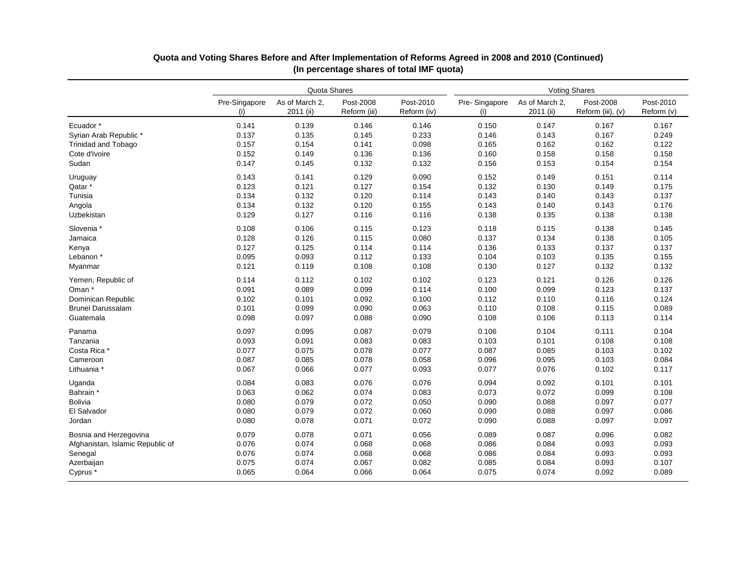**Quota and Voting Shares Before and After Implementation of Reforms Agreed in 2008 and 2010 (Continued)**
**(In percentage shares of total IMF quota)**

| | Quota Shares | | | | Voting Shares | | | |
|---|---|---|---|---|---|---|---|---|
| | Pre-Singapore (i) | As of March 2, 2011 (ii) | Post-2008 Reform (iii) | Post-2010 Reform (iv) | Pre- Singapore (i) | As of March 2, 2011 (ii) | Post-2008 Reform (iii), (v) | Post-2010 Reform (v) |
| Ecuador * | 0.141 | 0.139 | 0.146 | 0.146 | 0.150 | 0.147 | 0.167 | 0.167 |
| Syrian Arab Republic * | 0.137 | 0.135 | 0.145 | 0.233 | 0.146 | 0.143 | 0.167 | 0.249 |
| Trinidad and Tobago | 0.157 | 0.154 | 0.141 | 0.098 | 0.165 | 0.162 | 0.162 | 0.122 |
| Cote d'Ivoire | 0.152 | 0.149 | 0.136 | 0.136 | 0.160 | 0.158 | 0.158 | 0.158 |
| Sudan | 0.147 | 0.145 | 0.132 | 0.132 | 0.156 | 0.153 | 0.154 | 0.154 |
| Uruguay | 0.143 | 0.141 | 0.129 | 0.090 | 0.152 | 0.149 | 0.151 | 0.114 |
| Qatar * | 0.123 | 0.121 | 0.127 | 0.154 | 0.132 | 0.130 | 0.149 | 0.175 |
| Tunisia | 0.134 | 0.132 | 0.120 | 0.114 | 0.143 | 0.140 | 0.143 | 0.137 |
| Angola | 0.134 | 0.132 | 0.120 | 0.155 | 0.143 | 0.140 | 0.143 | 0.176 |
| Uzbekistan | 0.129 | 0.127 | 0.116 | 0.116 | 0.138 | 0.135 | 0.138 | 0.138 |
| Slovenia * | 0.108 | 0.106 | 0.115 | 0.123 | 0.118 | 0.115 | 0.138 | 0.145 |
| Jamaica | 0.128 | 0.126 | 0.115 | 0.080 | 0.137 | 0.134 | 0.138 | 0.105 |
| Kenya | 0.127 | 0.125 | 0.114 | 0.114 | 0.136 | 0.133 | 0.137 | 0.137 |
| Lebanon * | 0.095 | 0.093 | 0.112 | 0.133 | 0.104 | 0.103 | 0.135 | 0.155 |
| Myanmar | 0.121 | 0.119 | 0.108 | 0.108 | 0.130 | 0.127 | 0.132 | 0.132 |
| Yemen, Republic of | 0.114 | 0.112 | 0.102 | 0.102 | 0.123 | 0.121 | 0.126 | 0.126 |
| Oman * | 0.091 | 0.089 | 0.099 | 0.114 | 0.100 | 0.099 | 0.123 | 0.137 |
| Dominican Republic | 0.102 | 0.101 | 0.092 | 0.100 | 0.112 | 0.110 | 0.116 | 0.124 |
| Brunei Darussalam | 0.101 | 0.099 | 0.090 | 0.063 | 0.110 | 0.108 | 0.115 | 0.089 |
| Guatemala | 0.098 | 0.097 | 0.088 | 0.090 | 0.108 | 0.106 | 0.113 | 0.114 |
| Panama | 0.097 | 0.095 | 0.087 | 0.079 | 0.106 | 0.104 | 0.111 | 0.104 |
| Tanzania | 0.093 | 0.091 | 0.083 | 0.083 | 0.103 | 0.101 | 0.108 | 0.108 |
| Costa Rica * | 0.077 | 0.075 | 0.078 | 0.077 | 0.087 | 0.085 | 0.103 | 0.102 |
| Cameroon | 0.087 | 0.085 | 0.078 | 0.058 | 0.096 | 0.095 | 0.103 | 0.084 |
| Lithuania * | 0.067 | 0.066 | 0.077 | 0.093 | 0.077 | 0.076 | 0.102 | 0.117 |
| Uganda | 0.084 | 0.083 | 0.076 | 0.076 | 0.094 | 0.092 | 0.101 | 0.101 |
| Bahrain * | 0.063 | 0.062 | 0.074 | 0.083 | 0.073 | 0.072 | 0.099 | 0.108 |
| Bolivia | 0.080 | 0.079 | 0.072 | 0.050 | 0.090 | 0.088 | 0.097 | 0.077 |
| El Salvador | 0.080 | 0.079 | 0.072 | 0.060 | 0.090 | 0.088 | 0.097 | 0.086 |
| Jordan | 0.080 | 0.078 | 0.071 | 0.072 | 0.090 | 0.088 | 0.097 | 0.097 |
| Bosnia and Herzegovina | 0.079 | 0.078 | 0.071 | 0.056 | 0.089 | 0.087 | 0.096 | 0.082 |
| Afghanistan, Islamic Republic of | 0.076 | 0.074 | 0.068 | 0.068 | 0.086 | 0.084 | 0.093 | 0.093 |
| Senegal | 0.076 | 0.074 | 0.068 | 0.068 | 0.086 | 0.084 | 0.093 | 0.093 |
| Azerbaijan | 0.075 | 0.074 | 0.067 | 0.082 | 0.085 | 0.084 | 0.093 | 0.107 |
| Cyprus * | 0.065 | 0.064 | 0.066 | 0.064 | 0.075 | 0.074 | 0.092 | 0.089 |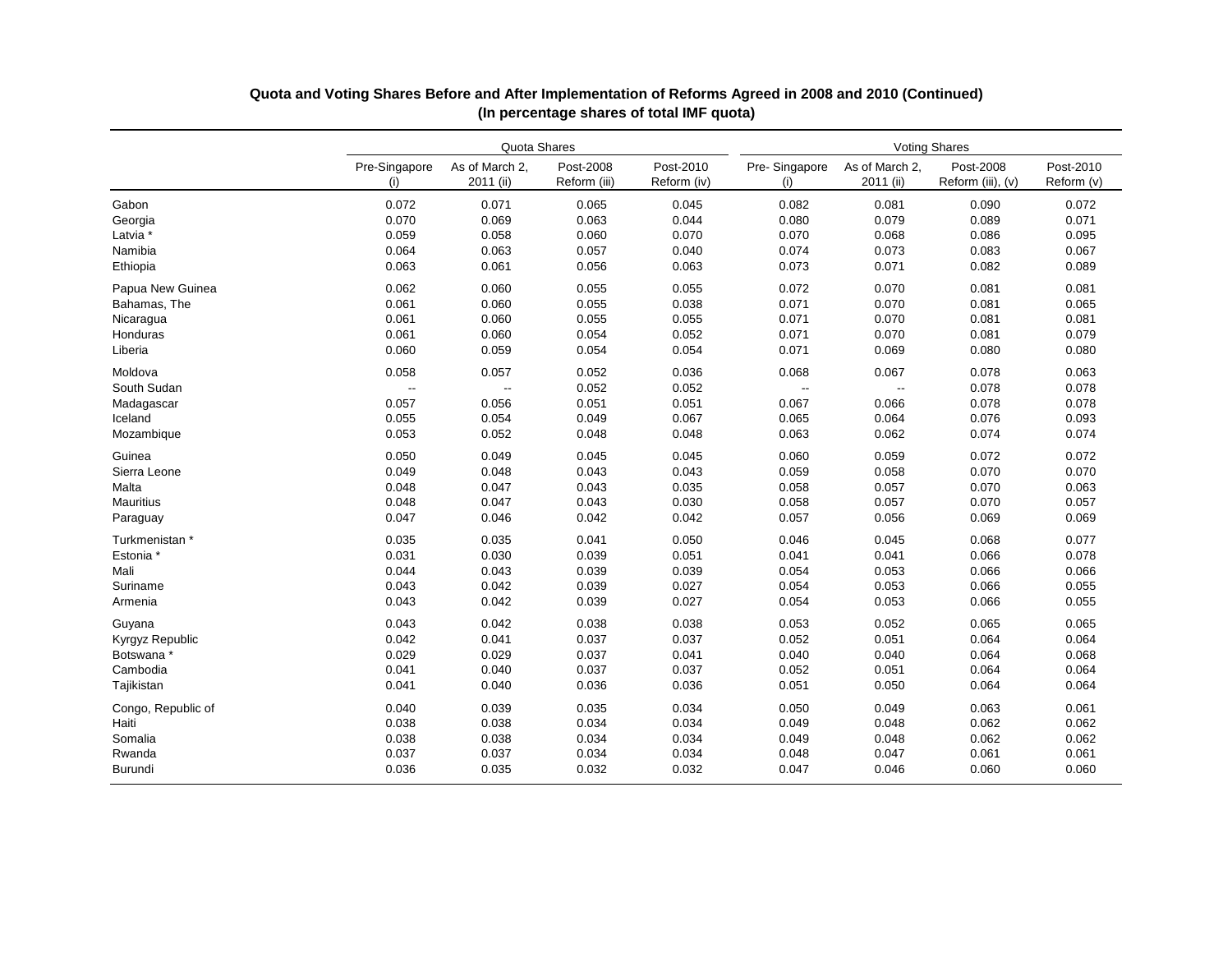**Quota and Voting Shares Before and After Implementation of Reforms Agreed in 2008 and 2010 (Continued)**
**(In percentage shares of total IMF quota)**

| | Quota Shares | | | | Voting Shares | | | |
|---|---|---|---|---|---|---|---|---|
| | Pre-Singapore (i) | As of March 2, 2011 (ii) | Post-2008 Reform (iii) | Post-2010 Reform (iv) | Pre- Singapore (i) | As of March 2, 2011 (ii) | Post-2008 Reform (iii), (v) | Post-2010 Reform (v) |
| Gabon | 0.072 | 0.071 | 0.065 | 0.045 | 0.082 | 0.081 | 0.090 | 0.072 |
| Georgia | 0.070 | 0.069 | 0.063 | 0.044 | 0.080 | 0.079 | 0.089 | 0.071 |
| Latvia * | 0.059 | 0.058 | 0.060 | 0.070 | 0.070 | 0.068 | 0.086 | 0.095 |
| Namibia | 0.064 | 0.063 | 0.057 | 0.040 | 0.074 | 0.073 | 0.083 | 0.067 |
| Ethiopia | 0.063 | 0.061 | 0.056 | 0.063 | 0.073 | 0.071 | 0.082 | 0.089 |
| Papua New Guinea | 0.062 | 0.060 | 0.055 | 0.055 | 0.072 | 0.070 | 0.081 | 0.081 |
| Bahamas, The | 0.061 | 0.060 | 0.055 | 0.038 | 0.071 | 0.070 | 0.081 | 0.065 |
| Nicaragua | 0.061 | 0.060 | 0.055 | 0.055 | 0.071 | 0.070 | 0.081 | 0.081 |
| Honduras | 0.061 | 0.060 | 0.054 | 0.052 | 0.071 | 0.070 | 0.081 | 0.079 |
| Liberia | 0.060 | 0.059 | 0.054 | 0.054 | 0.071 | 0.069 | 0.080 | 0.080 |
| Moldova | 0.058 | 0.057 | 0.052 | 0.036 | 0.068 | 0.067 | 0.078 | 0.063 |
| South Sudan | -- | -- | 0.052 | 0.052 | -- | -- | 0.078 | 0.078 |
| Madagascar | 0.057 | 0.056 | 0.051 | 0.051 | 0.067 | 0.066 | 0.078 | 0.078 |
| Iceland | 0.055 | 0.054 | 0.049 | 0.067 | 0.065 | 0.064 | 0.076 | 0.093 |
| Mozambique | 0.053 | 0.052 | 0.048 | 0.048 | 0.063 | 0.062 | 0.074 | 0.074 |
| Guinea | 0.050 | 0.049 | 0.045 | 0.045 | 0.060 | 0.059 | 0.072 | 0.072 |
| Sierra Leone | 0.049 | 0.048 | 0.043 | 0.043 | 0.059 | 0.058 | 0.070 | 0.070 |
| Malta | 0.048 | 0.047 | 0.043 | 0.035 | 0.058 | 0.057 | 0.070 | 0.063 |
| Mauritius | 0.048 | 0.047 | 0.043 | 0.030 | 0.058 | 0.057 | 0.070 | 0.057 |
| Paraguay | 0.047 | 0.046 | 0.042 | 0.042 | 0.057 | 0.056 | 0.069 | 0.069 |
| Turkmenistan * | 0.035 | 0.035 | 0.041 | 0.050 | 0.046 | 0.045 | 0.068 | 0.077 |
| Estonia * | 0.031 | 0.030 | 0.039 | 0.051 | 0.041 | 0.041 | 0.066 | 0.078 |
| Mali | 0.044 | 0.043 | 0.039 | 0.039 | 0.054 | 0.053 | 0.066 | 0.066 |
| Suriname | 0.043 | 0.042 | 0.039 | 0.027 | 0.054 | 0.053 | 0.066 | 0.055 |
| Armenia | 0.043 | 0.042 | 0.039 | 0.027 | 0.054 | 0.053 | 0.066 | 0.055 |
| Guyana | 0.043 | 0.042 | 0.038 | 0.038 | 0.053 | 0.052 | 0.065 | 0.065 |
| Kyrgyz Republic | 0.042 | 0.041 | 0.037 | 0.037 | 0.052 | 0.051 | 0.064 | 0.064 |
| Botswana * | 0.029 | 0.029 | 0.037 | 0.041 | 0.040 | 0.040 | 0.064 | 0.068 |
| Cambodia | 0.041 | 0.040 | 0.037 | 0.037 | 0.052 | 0.051 | 0.064 | 0.064 |
| Tajikistan | 0.041 | 0.040 | 0.036 | 0.036 | 0.051 | 0.050 | 0.064 | 0.064 |
| Congo, Republic of | 0.040 | 0.039 | 0.035 | 0.034 | 0.050 | 0.049 | 0.063 | 0.061 |
| Haiti | 0.038 | 0.038 | 0.034 | 0.034 | 0.049 | 0.048 | 0.062 | 0.062 |
| Somalia | 0.038 | 0.038 | 0.034 | 0.034 | 0.049 | 0.048 | 0.062 | 0.062 |
| Rwanda | 0.037 | 0.037 | 0.034 | 0.034 | 0.048 | 0.047 | 0.061 | 0.061 |
| Burundi | 0.036 | 0.035 | 0.032 | 0.032 | 0.047 | 0.046 | 0.060 | 0.060 |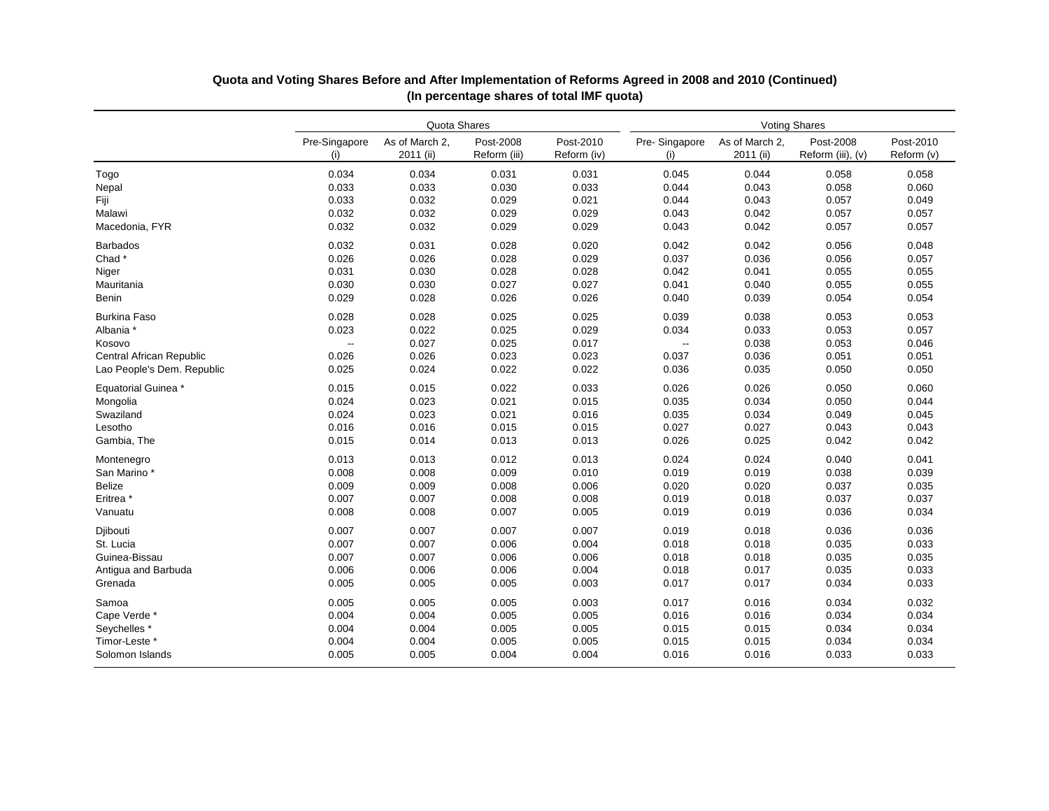**Quota and Voting Shares Before and After Implementation of Reforms Agreed in 2008 and 2010 (Continued)**
**(In percentage shares of total IMF quota)**

| | Quota Shares | | | | Voting Shares | | | |
|---|---|---|---|---|---|---|---|---|
| | Pre-Singapore (i) | As of March 2, 2011 (ii) | Post-2008 Reform (iii) | Post-2010 Reform (iv) | Pre- Singapore (i) | As of March 2, 2011 (ii) | Post-2008 Reform (iii), (v) | Post-2010 Reform (v) |
| Togo | 0.034 | 0.034 | 0.031 | 0.031 | 0.045 | 0.044 | 0.058 | 0.058 |
| Nepal | 0.033 | 0.033 | 0.030 | 0.033 | 0.044 | 0.043 | 0.058 | 0.060 |
| Fiji | 0.033 | 0.032 | 0.029 | 0.021 | 0.044 | 0.043 | 0.057 | 0.049 |
| Malawi | 0.032 | 0.032 | 0.029 | 0.029 | 0.043 | 0.042 | 0.057 | 0.057 |
| Macedonia, FYR | 0.032 | 0.032 | 0.029 | 0.029 | 0.043 | 0.042 | 0.057 | 0.057 |
| Barbados | 0.032 | 0.031 | 0.028 | 0.020 | 0.042 | 0.042 | 0.056 | 0.048 |
| Chad * | 0.026 | 0.026 | 0.028 | 0.029 | 0.037 | 0.036 | 0.056 | 0.057 |
| Niger | 0.031 | 0.030 | 0.028 | 0.028 | 0.042 | 0.041 | 0.055 | 0.055 |
| Mauritania | 0.030 | 0.030 | 0.027 | 0.027 | 0.041 | 0.040 | 0.055 | 0.055 |
| Benin | 0.029 | 0.028 | 0.026 | 0.026 | 0.040 | 0.039 | 0.054 | 0.054 |
| Burkina Faso | 0.028 | 0.028 | 0.025 | 0.025 | 0.039 | 0.038 | 0.053 | 0.053 |
| Albania * | 0.023 | 0.022 | 0.025 | 0.029 | 0.034 | 0.033 | 0.053 | 0.057 |
| Kosovo | -- | 0.027 | 0.025 | 0.017 | -- | 0.038 | 0.053 | 0.046 |
| Central African Republic | 0.026 | 0.026 | 0.023 | 0.023 | 0.037 | 0.036 | 0.051 | 0.051 |
| Lao People's Dem. Republic | 0.025 | 0.024 | 0.022 | 0.022 | 0.036 | 0.035 | 0.050 | 0.050 |
| Equatorial Guinea * | 0.015 | 0.015 | 0.022 | 0.033 | 0.026 | 0.026 | 0.050 | 0.060 |
| Mongolia | 0.024 | 0.023 | 0.021 | 0.015 | 0.035 | 0.034 | 0.050 | 0.044 |
| Swaziland | 0.024 | 0.023 | 0.021 | 0.016 | 0.035 | 0.034 | 0.049 | 0.045 |
| Lesotho | 0.016 | 0.016 | 0.015 | 0.015 | 0.027 | 0.027 | 0.043 | 0.043 |
| Gambia, The | 0.015 | 0.014 | 0.013 | 0.013 | 0.026 | 0.025 | 0.042 | 0.042 |
| Montenegro | 0.013 | 0.013 | 0.012 | 0.013 | 0.024 | 0.024 | 0.040 | 0.041 |
| San Marino * | 0.008 | 0.008 | 0.009 | 0.010 | 0.019 | 0.019 | 0.038 | 0.039 |
| Belize | 0.009 | 0.009 | 0.008 | 0.006 | 0.020 | 0.020 | 0.037 | 0.035 |
| Eritrea * | 0.007 | 0.007 | 0.008 | 0.008 | 0.019 | 0.018 | 0.037 | 0.037 |
| Vanuatu | 0.008 | 0.008 | 0.007 | 0.005 | 0.019 | 0.019 | 0.036 | 0.034 |
| Djibouti | 0.007 | 0.007 | 0.007 | 0.007 | 0.019 | 0.018 | 0.036 | 0.036 |
| St. Lucia | 0.007 | 0.007 | 0.006 | 0.004 | 0.018 | 0.018 | 0.035 | 0.033 |
| Guinea-Bissau | 0.007 | 0.007 | 0.006 | 0.006 | 0.018 | 0.018 | 0.035 | 0.035 |
| Antigua and Barbuda | 0.006 | 0.006 | 0.006 | 0.004 | 0.018 | 0.017 | 0.035 | 0.033 |
| Grenada | 0.005 | 0.005 | 0.005 | 0.003 | 0.017 | 0.017 | 0.034 | 0.033 |
| Samoa | 0.005 | 0.005 | 0.005 | 0.003 | 0.017 | 0.016 | 0.034 | 0.032 |
| Cape Verde * | 0.004 | 0.004 | 0.005 | 0.005 | 0.016 | 0.016 | 0.034 | 0.034 |
| Seychelles * | 0.004 | 0.004 | 0.005 | 0.005 | 0.015 | 0.015 | 0.034 | 0.034 |
| Timor-Leste * | 0.004 | 0.004 | 0.005 | 0.005 | 0.015 | 0.015 | 0.034 | 0.034 |
| Solomon Islands | 0.005 | 0.005 | 0.004 | 0.004 | 0.016 | 0.016 | 0.033 | 0.033 |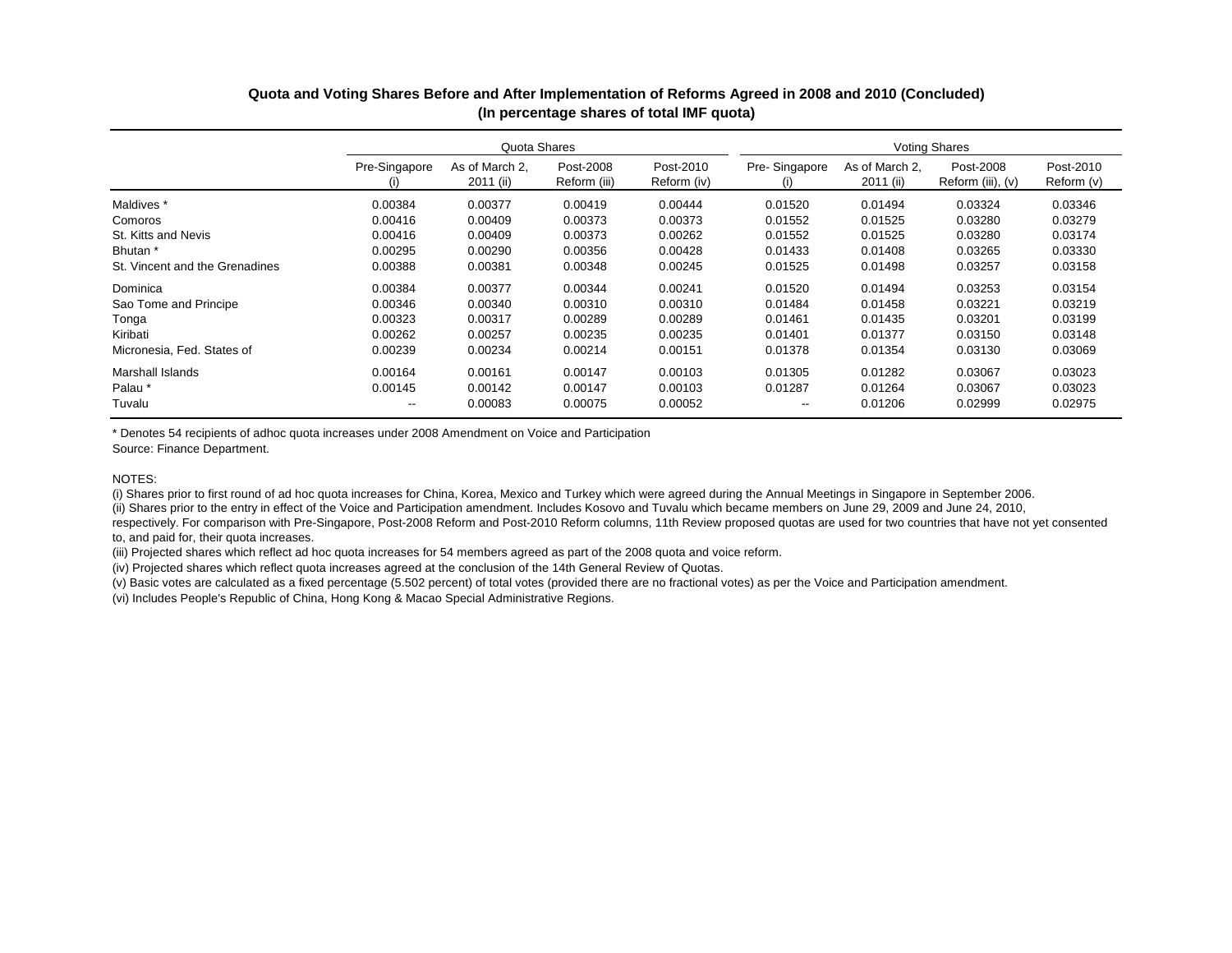**Quota and Voting Shares Before and After Implementation of Reforms Agreed in 2008 and 2010 (Concluded)**
**(In percentage shares of total IMF quota)**

| | Quota Shares | | | | Voting Shares | | | |
|---|---|---|---|---|---|---|---|---|
| | Pre-Singapore (i) | As of March 2, 2011 (ii) | Post-2008 Reform (iii) | Post-2010 Reform (iv) | Pre- Singapore (i) | As of March 2, 2011 (ii) | Post-2008 Reform (iii), (v) | Post-2010 Reform (v) |
| Maldives * | 0.00384 | 0.00377 | 0.00419 | 0.00444 | 0.01520 | 0.01494 | 0.03324 | 0.03346 |
| Comoros | 0.00416 | 0.00409 | 0.00373 | 0.00373 | 0.01552 | 0.01525 | 0.03280 | 0.03279 |
| St. Kitts and Nevis | 0.00416 | 0.00409 | 0.00373 | 0.00262 | 0.01552 | 0.01525 | 0.03280 | 0.03174 |
| Bhutan * | 0.00295 | 0.00290 | 0.00356 | 0.00428 | 0.01433 | 0.01408 | 0.03265 | 0.03330 |
| St. Vincent and the Grenadines | 0.00388 | 0.00381 | 0.00348 | 0.00245 | 0.01525 | 0.01498 | 0.03257 | 0.03158 |
| Dominica | 0.00384 | 0.00377 | 0.00344 | 0.00241 | 0.01520 | 0.01494 | 0.03253 | 0.03154 |
| Sao Tome and Principe | 0.00346 | 0.00340 | 0.00310 | 0.00310 | 0.01484 | 0.01458 | 0.03221 | 0.03219 |
| Tonga | 0.00323 | 0.00317 | 0.00289 | 0.00289 | 0.01461 | 0.01435 | 0.03201 | 0.03199 |
| Kiribati | 0.00262 | 0.00257 | 0.00235 | 0.00235 | 0.01401 | 0.01377 | 0.03150 | 0.03148 |
| Micronesia, Fed. States of | 0.00239 | 0.00234 | 0.00214 | 0.00151 | 0.01378 | 0.01354 | 0.03130 | 0.03069 |
| Marshall Islands | 0.00164 | 0.00161 | 0.00147 | 0.00103 | 0.01305 | 0.01282 | 0.03067 | 0.03023 |
| Palau * | 0.00145 | 0.00142 | 0.00147 | 0.00103 | 0.01287 | 0.01264 | 0.03067 | 0.03023 |
| Tuvalu | -- | 0.00083 | 0.00075 | 0.00052 | -- | 0.01206 | 0.02999 | 0.02975 |

* Denotes 54 recipients of adhoc quota increases under 2008 Amendment on Voice and Participation
Source: Finance Department.

NOTES:
(i) Shares prior to first round of ad hoc quota increases for China, Korea, Mexico and Turkey which were agreed during the Annual Meetings in Singapore in September 2006.
(ii) Shares prior to the entry in effect of the Voice and Participation amendment. Includes Kosovo and Tuvalu which became members on June 29, 2009 and June 24, 2010, respectively. For comparison with Pre-Singapore, Post-2008 Reform and Post-2010 Reform columns, 11th Review proposed quotas are used for two countries that have not yet consented to, and paid for, their quota increases.
(iii) Projected shares which reflect ad hoc quota increases for 54 members agreed as part of the 2008 quota and voice reform.
(iv) Projected shares which reflect quota increases agreed at the conclusion of the 14th General Review of Quotas.
(v) Basic votes are calculated as a fixed percentage (5.502 percent) of total votes (provided there are no fractional votes) as per the Voice and Participation amendment.
(vi) Includes People's Republic of China, Hong Kong & Macao Special Administrative Regions.